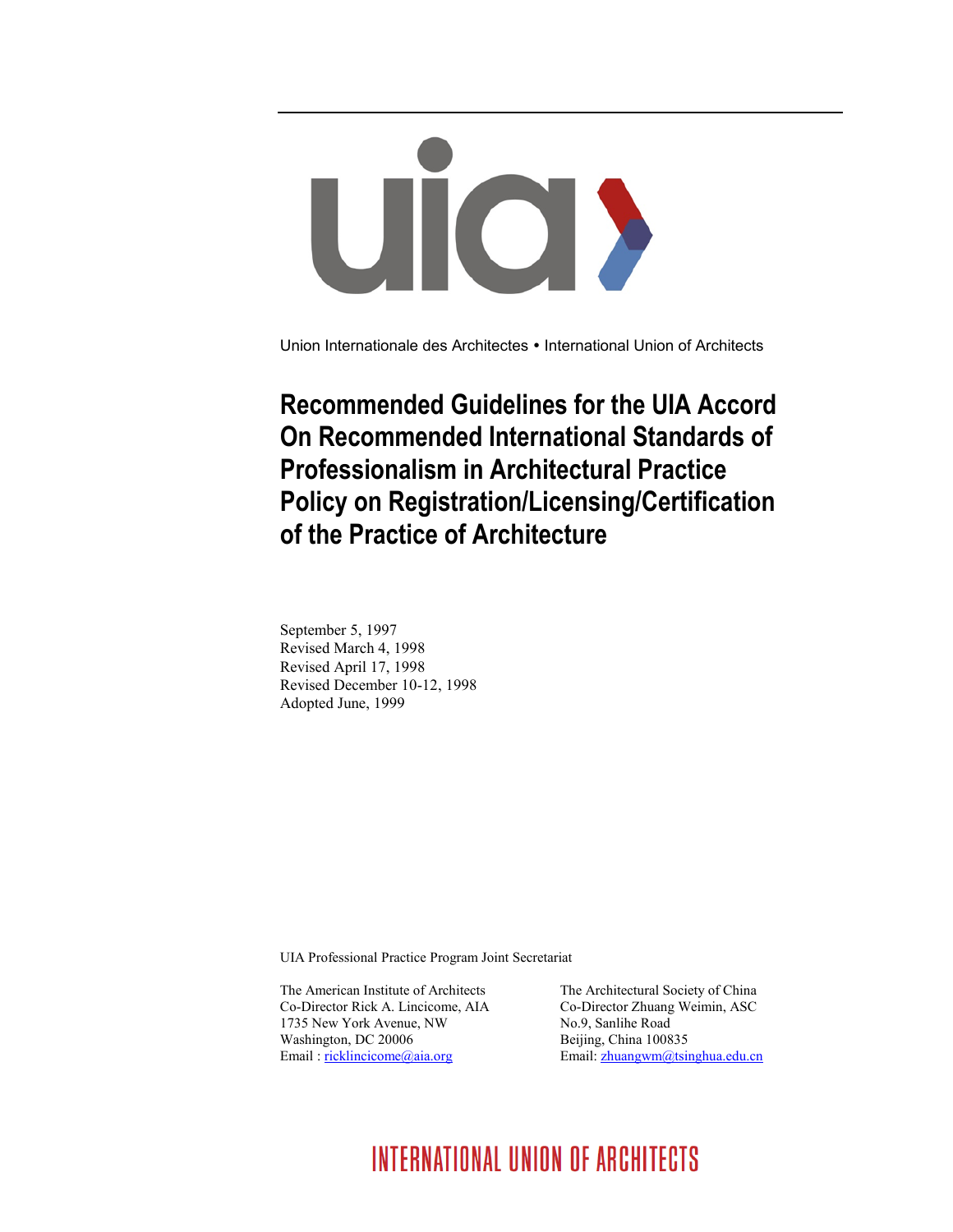Union Internationale des Architectes • International Union of Architects

# Recommended Guidelines for the UIA Accord On Recommended International Standards of Professionalism in Architectural Practice Policy on Registration/Licensing/Certification of the Practice of Architecture

September 5, 1997
Revised March 4, 1998
Revised April 17, 1998
Revised December 10-12, 1998
Adopted June, 1999

UIA Professional Practice Program Joint Secretariat

The American Institute of Architects
Co-Director Rick A. Lincicome, AIA
1735 New York Avenue, NW
Washington, DC 20006
Email : ricklincicome@aia.org

The Architectural Society of China
Co-Director Zhuang Weimin, ASC
No.9, Sanlihe Road
Beijing, China 100835
Email: zhuangwm@tsinghua.edu.cn

INTERNATIONAL UNION OF ARCHITECTS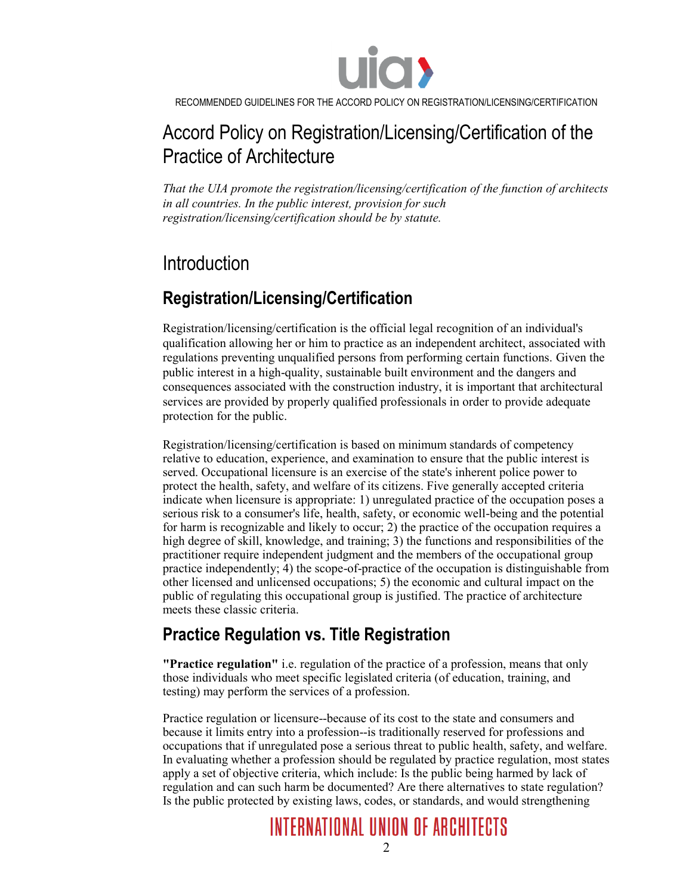# Accord Policy on Registration/Licensing/Certification of the Practice of Architecture

*That the UIA promote the registration/licensing/certification of the function of architects in all countries. In the public interest, provision for such registration/licensing/certification should be by statute.*

# Introduction

## Registration/Licensing/Certification

Registration/licensing/certification is the official legal recognition of an individual's qualification allowing her or him to practice as an independent architect, associated with regulations preventing unqualified persons from performing certain functions. Given the public interest in a high-quality, sustainable built environment and the dangers and consequences associated with the construction industry, it is important that architectural services are provided by properly qualified professionals in order to provide adequate protection for the public.

Registration/licensing/certification is based on minimum standards of competency relative to education, experience, and examination to ensure that the public interest is served. Occupational licensure is an exercise of the state's inherent police power to protect the health, safety, and welfare of its citizens. Five generally accepted criteria indicate when licensure is appropriate: 1) unregulated practice of the occupation poses a serious risk to a consumer's life, health, safety, or economic well-being and the potential for harm is recognizable and likely to occur; 2) the practice of the occupation requires a high degree of skill, knowledge, and training; 3) the functions and responsibilities of the practitioner require independent judgment and the members of the occupational group practice independently; 4) the scope-of-practice of the occupation is distinguishable from other licensed and unlicensed occupations; 5) the economic and cultural impact on the public of regulating this occupational group is justified. The practice of architecture meets these classic criteria.

## Practice Regulation vs. Title Registration

**"Practice regulation"** i.e. regulation of the practice of a profession, means that only those individuals who meet specific legislated criteria (of education, training, and testing) may perform the services of a profession.

Practice regulation or licensure--because of its cost to the state and consumers and because it limits entry into a profession--is traditionally reserved for professions and occupations that if unregulated pose a serious threat to public health, safety, and welfare. In evaluating whether a profession should be regulated by practice regulation, most states apply a set of objective criteria, which include: Is the public being harmed by lack of regulation and can such harm be documented? Are there alternatives to state regulation? Is the public protected by existing laws, codes, or standards, and would strengthening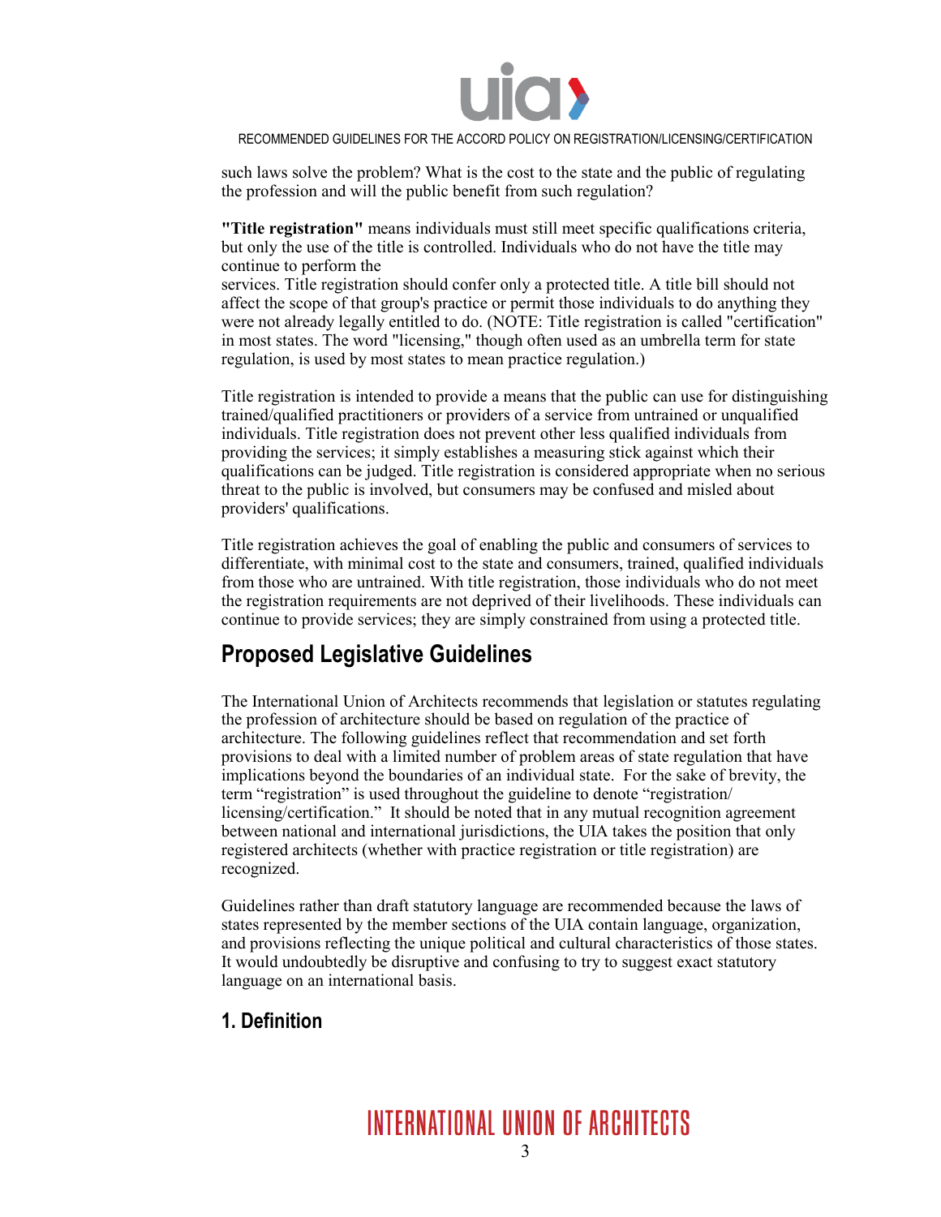such laws solve the problem? What is the cost to the state and the public of regulating the profession and will the public benefit from such regulation?

**"Title registration"** means individuals must still meet specific qualifications criteria, but only the use of the title is controlled. Individuals who do not have the title may continue to perform the services. Title registration should confer only a protected title. A title bill should not affect the scope of that group's practice or permit those individuals to do anything they were not already legally entitled to do. (NOTE: Title registration is called "certification" in most states. The word "licensing," though often used as an umbrella term for state regulation, is used by most states to mean practice regulation.)

Title registration is intended to provide a means that the public can use for distinguishing trained/qualified practitioners or providers of a service from untrained or unqualified individuals. Title registration does not prevent other less qualified individuals from providing the services; it simply establishes a measuring stick against which their qualifications can be judged. Title registration is considered appropriate when no serious threat to the public is involved, but consumers may be confused and misled about providers' qualifications.

Title registration achieves the goal of enabling the public and consumers of services to differentiate, with minimal cost to the state and consumers, trained, qualified individuals from those who are untrained. With title registration, those individuals who do not meet the registration requirements are not deprived of their livelihoods. These individuals can continue to provide services; they are simply constrained from using a protected title.

## Proposed Legislative Guidelines

The International Union of Architects recommends that legislation or statutes regulating the profession of architecture should be based on regulation of the practice of architecture. The following guidelines reflect that recommendation and set forth provisions to deal with a limited number of problem areas of state regulation that have implications beyond the boundaries of an individual state. For the sake of brevity, the term "registration" is used throughout the guideline to denote "registration/licensing/certification." It should be noted that in any mutual recognition agreement between national and international jurisdictions, the UIA takes the position that only registered architects (whether with practice registration or title registration) are recognized.

Guidelines rather than draft statutory language are recommended because the laws of states represented by the member sections of the UIA contain language, organization, and provisions reflecting the unique political and cultural characteristics of those states. It would undoubtedly be disruptive and confusing to try to suggest exact statutory language on an international basis.

### 1. Definition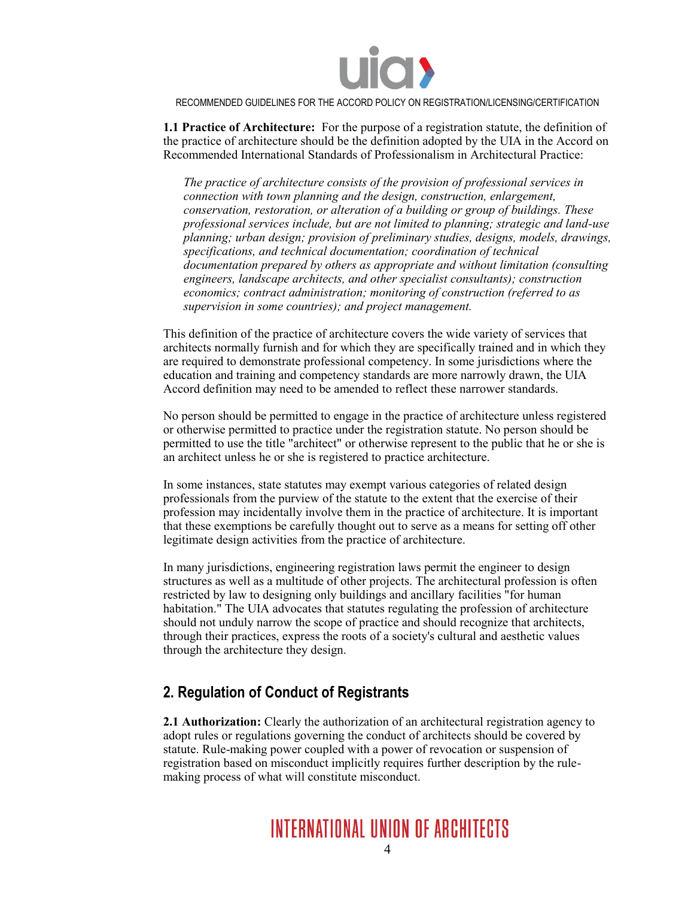**1.1 Practice of Architecture:** For the purpose of a registration statute, the definition of the practice of architecture should be the definition adopted by the UIA in the Accord on Recommended International Standards of Professionalism in Architectural Practice:

> *The practice of architecture consists of the provision of professional services in connection with town planning and the design, construction, enlargement, conservation, restoration, or alteration of a building or group of buildings. These professional services include, but are not limited to planning; strategic and land-use planning; urban design; provision of preliminary studies, designs, models, drawings, specifications, and technical documentation; coordination of technical documentation prepared by others as appropriate and without limitation (consulting engineers, landscape architects, and other specialist consultants); construction economics; contract administration; monitoring of construction (referred to as supervision in some countries); and project management.*

This definition of the practice of architecture covers the wide variety of services that architects normally furnish and for which they are specifically trained and in which they are required to demonstrate professional competency. In some jurisdictions where the education and training and competency standards are more narrowly drawn, the UIA Accord definition may need to be amended to reflect these narrower standards.

No person should be permitted to engage in the practice of architecture unless registered or otherwise permitted to practice under the registration statute. No person should be permitted to use the title "architect" or otherwise represent to the public that he or she is an architect unless he or she is registered to practice architecture.

In some instances, state statutes may exempt various categories of related design professionals from the purview of the statute to the extent that the exercise of their profession may incidentally involve them in the practice of architecture. It is important that these exemptions be carefully thought out to serve as a means for setting off other legitimate design activities from the practice of architecture.

In many jurisdictions, engineering registration laws permit the engineer to design structures as well as a multitude of other projects. The architectural profession is often restricted by law to designing only buildings and ancillary facilities "for human habitation." The UIA advocates that statutes regulating the profession of architecture should not unduly narrow the scope of practice and should recognize that architects, through their practices, express the roots of a society's cultural and aesthetic values through the architecture they design.

## 2. Regulation of Conduct of Registrants

**2.1 Authorization:** Clearly the authorization of an architectural registration agency to adopt rules or regulations governing the conduct of architects should be covered by statute. Rule-making power coupled with a power of revocation or suspension of registration based on misconduct implicitly requires further description by the rule-making process of what will constitute misconduct.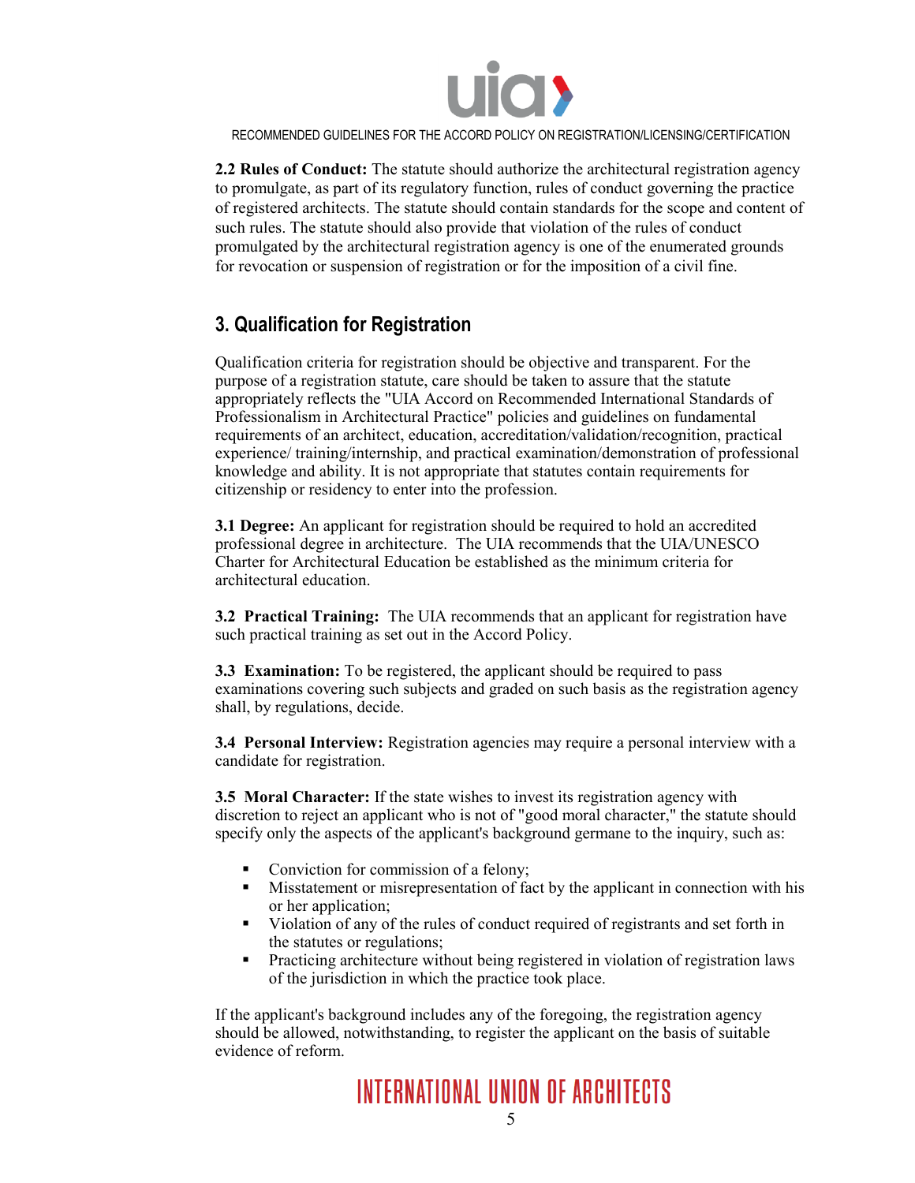**2.2 Rules of Conduct:** The statute should authorize the architectural registration agency to promulgate, as part of its regulatory function, rules of conduct governing the practice of registered architects. The statute should contain standards for the scope and content of such rules. The statute should also provide that violation of the rules of conduct promulgated by the architectural registration agency is one of the enumerated grounds for revocation or suspension of registration or for the imposition of a civil fine.

## 3. Qualification for Registration

Qualification criteria for registration should be objective and transparent. For the purpose of a registration statute, care should be taken to assure that the statute appropriately reflects the "UIA Accord on Recommended International Standards of Professionalism in Architectural Practice" policies and guidelines on fundamental requirements of an architect, education, accreditation/validation/recognition, practical experience/ training/internship, and practical examination/demonstration of professional knowledge and ability. It is not appropriate that statutes contain requirements for citizenship or residency to enter into the profession.

**3.1 Degree:** An applicant for registration should be required to hold an accredited professional degree in architecture. The UIA recommends that the UIA/UNESCO Charter for Architectural Education be established as the minimum criteria for architectural education.

**3.2 Practical Training:** The UIA recommends that an applicant for registration have such practical training as set out in the Accord Policy.

**3.3 Examination:** To be registered, the applicant should be required to pass examinations covering such subjects and graded on such basis as the registration agency shall, by regulations, decide.

**3.4 Personal Interview:** Registration agencies may require a personal interview with a candidate for registration.

**3.5 Moral Character:** If the state wishes to invest its registration agency with discretion to reject an applicant who is not of "good moral character," the statute should specify only the aspects of the applicant's background germane to the inquiry, such as:

- Conviction for commission of a felony;
- Misstatement or misrepresentation of fact by the applicant in connection with his or her application;
- Violation of any of the rules of conduct required of registrants and set forth in the statutes or regulations;
- Practicing architecture without being registered in violation of registration laws of the jurisdiction in which the practice took place.

If the applicant's background includes any of the foregoing, the registration agency should be allowed, notwithstanding, to register the applicant on the basis of suitable evidence of reform.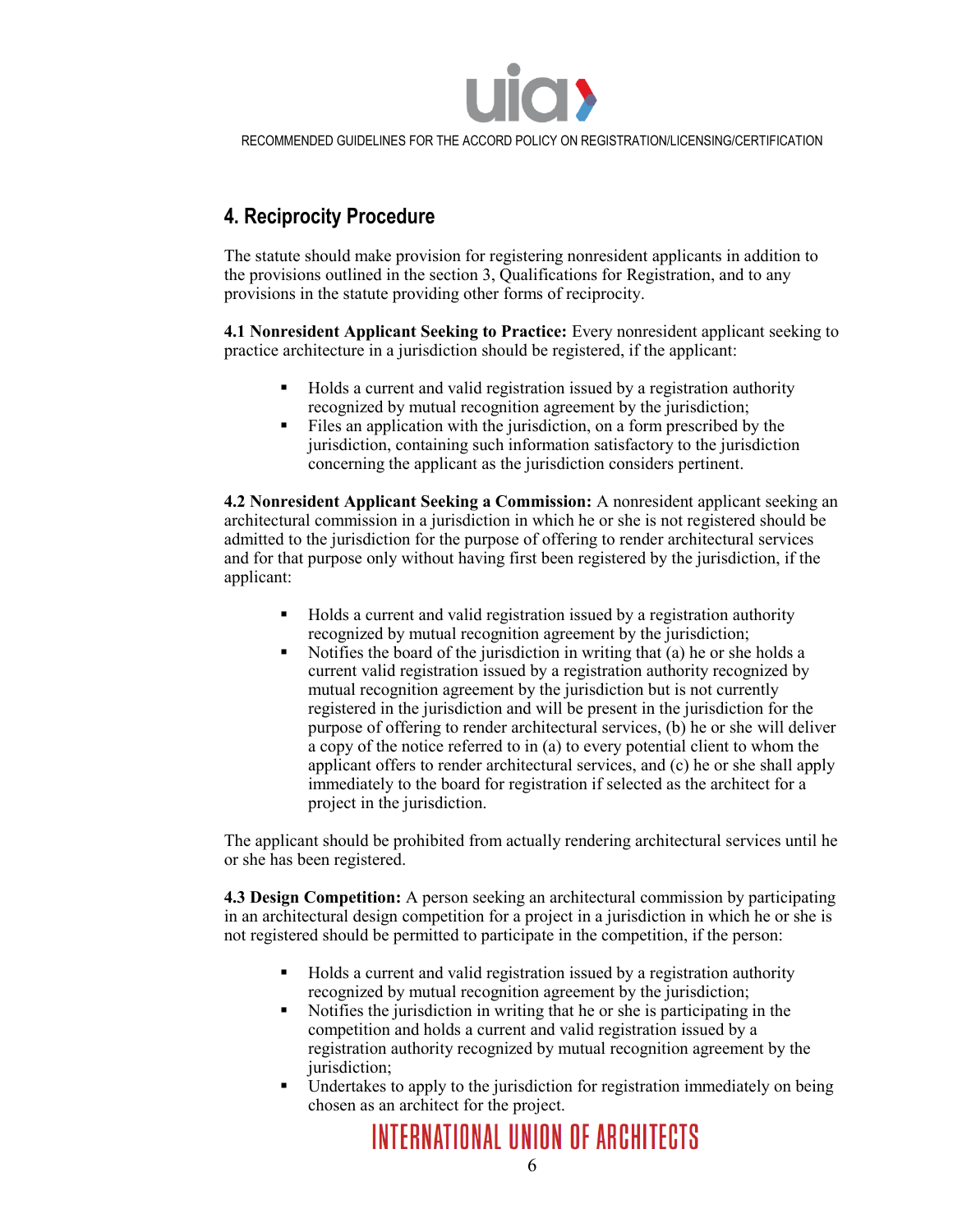## 4. Reciprocity Procedure

The statute should make provision for registering nonresident applicants in addition to the provisions outlined in the section 3, Qualifications for Registration, and to any provisions in the statute providing other forms of reciprocity.

**4.1 Nonresident Applicant Seeking to Practice:** Every nonresident applicant seeking to practice architecture in a jurisdiction should be registered, if the applicant:

- Holds a current and valid registration issued by a registration authority recognized by mutual recognition agreement by the jurisdiction;
- Files an application with the jurisdiction, on a form prescribed by the jurisdiction, containing such information satisfactory to the jurisdiction concerning the applicant as the jurisdiction considers pertinent.

**4.2 Nonresident Applicant Seeking a Commission:** A nonresident applicant seeking an architectural commission in a jurisdiction in which he or she is not registered should be admitted to the jurisdiction for the purpose of offering to render architectural services and for that purpose only without having first been registered by the jurisdiction, if the applicant:

- Holds a current and valid registration issued by a registration authority recognized by mutual recognition agreement by the jurisdiction;
- Notifies the board of the jurisdiction in writing that (a) he or she holds a current valid registration issued by a registration authority recognized by mutual recognition agreement by the jurisdiction but is not currently registered in the jurisdiction and will be present in the jurisdiction for the purpose of offering to render architectural services, (b) he or she will deliver a copy of the notice referred to in (a) to every potential client to whom the applicant offers to render architectural services, and (c) he or she shall apply immediately to the board for registration if selected as the architect for a project in the jurisdiction.

The applicant should be prohibited from actually rendering architectural services until he or she has been registered.

**4.3 Design Competition:** A person seeking an architectural commission by participating in an architectural design competition for a project in a jurisdiction in which he or she is not registered should be permitted to participate in the competition, if the person:

- Holds a current and valid registration issued by a registration authority recognized by mutual recognition agreement by the jurisdiction;
- Notifies the jurisdiction in writing that he or she is participating in the competition and holds a current and valid registration issued by a registration authority recognized by mutual recognition agreement by the jurisdiction;
- Undertakes to apply to the jurisdiction for registration immediately on being chosen as an architect for the project.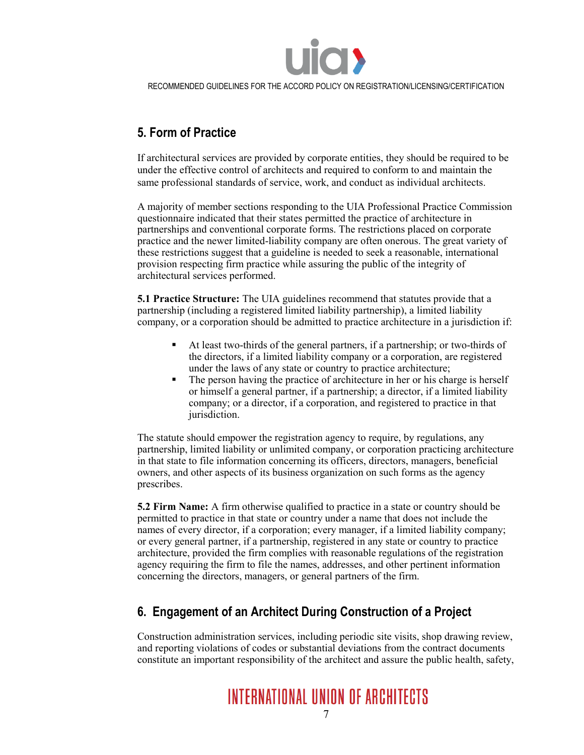## 5. Form of Practice

If architectural services are provided by corporate entities, they should be required to be under the effective control of architects and required to conform to and maintain the same professional standards of service, work, and conduct as individual architects.

A majority of member sections responding to the UIA Professional Practice Commission questionnaire indicated that their states permitted the practice of architecture in partnerships and conventional corporate forms. The restrictions placed on corporate practice and the newer limited-liability company are often onerous. The great variety of these restrictions suggest that a guideline is needed to seek a reasonable, international provision respecting firm practice while assuring the public of the integrity of architectural services performed.

**5.1 Practice Structure:** The UIA guidelines recommend that statutes provide that a partnership (including a registered limited liability partnership), a limited liability company, or a corporation should be admitted to practice architecture in a jurisdiction if:

- At least two-thirds of the general partners, if a partnership; or two-thirds of the directors, if a limited liability company or a corporation, are registered under the laws of any state or country to practice architecture;
- The person having the practice of architecture in her or his charge is herself or himself a general partner, if a partnership; a director, if a limited liability company; or a director, if a corporation, and registered to practice in that jurisdiction.

The statute should empower the registration agency to require, by regulations, any partnership, limited liability or unlimited company, or corporation practicing architecture in that state to file information concerning its officers, directors, managers, beneficial owners, and other aspects of its business organization on such forms as the agency prescribes.

**5.2 Firm Name:** A firm otherwise qualified to practice in a state or country should be permitted to practice in that state or country under a name that does not include the names of every director, if a corporation; every manager, if a limited liability company; or every general partner, if a partnership, registered in any state or country to practice architecture, provided the firm complies with reasonable regulations of the registration agency requiring the firm to file the names, addresses, and other pertinent information concerning the directors, managers, or general partners of the firm.

## 6. Engagement of an Architect During Construction of a Project

Construction administration services, including periodic site visits, shop drawing review, and reporting violations of codes or substantial deviations from the contract documents constitute an important responsibility of the architect and assure the public health, safety,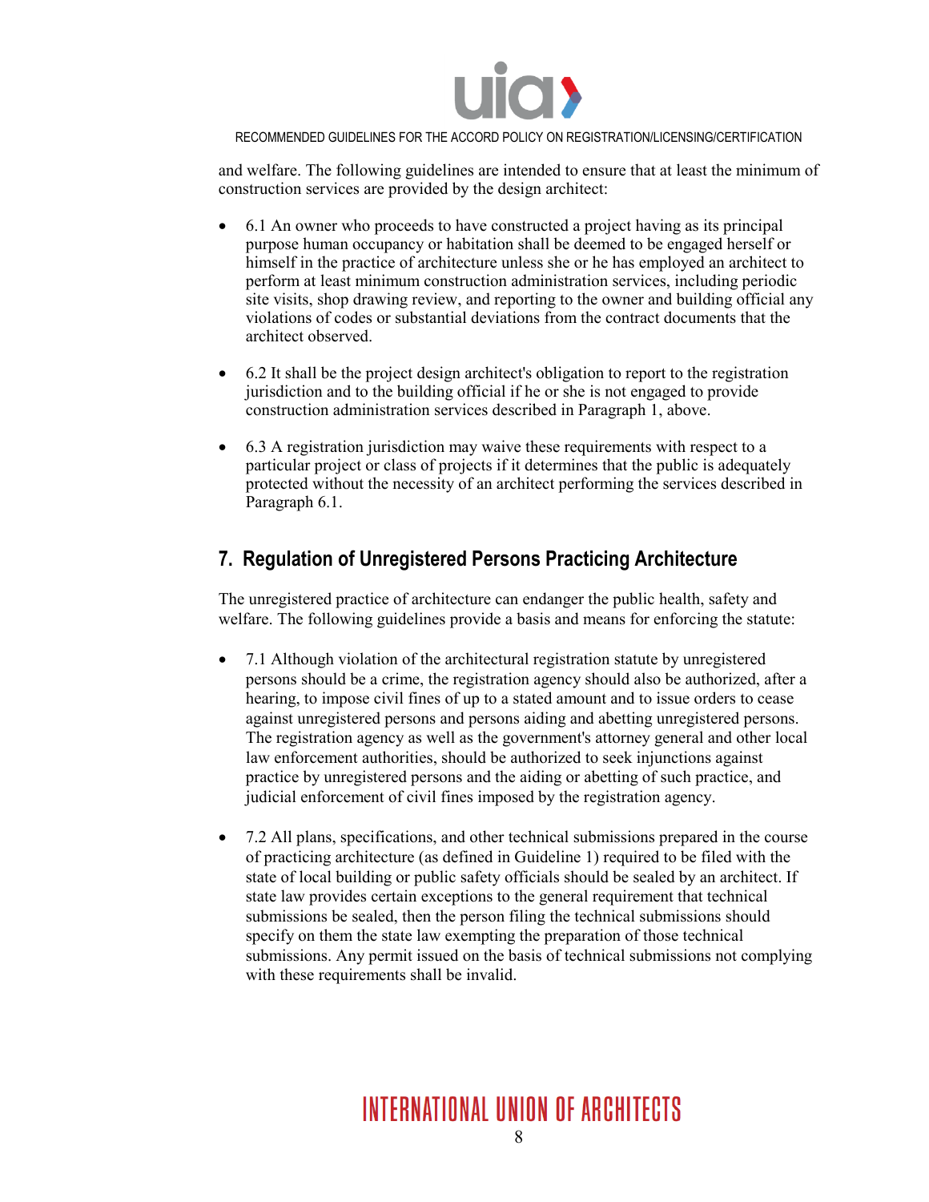and welfare. The following guidelines are intended to ensure that at least the minimum of construction services are provided by the design architect:

- 6.1 An owner who proceeds to have constructed a project having as its principal purpose human occupancy or habitation shall be deemed to be engaged herself or himself in the practice of architecture unless she or he has employed an architect to perform at least minimum construction administration services, including periodic site visits, shop drawing review, and reporting to the owner and building official any violations of codes or substantial deviations from the contract documents that the architect observed.

- 6.2 It shall be the project design architect's obligation to report to the registration jurisdiction and to the building official if he or she is not engaged to provide construction administration services described in Paragraph 1, above.

- 6.3 A registration jurisdiction may waive these requirements with respect to a particular project or class of projects if it determines that the public is adequately protected without the necessity of an architect performing the services described in Paragraph 6.1.

## 7. Regulation of Unregistered Persons Practicing Architecture

The unregistered practice of architecture can endanger the public health, safety and welfare. The following guidelines provide a basis and means for enforcing the statute:

- 7.1 Although violation of the architectural registration statute by unregistered persons should be a crime, the registration agency should also be authorized, after a hearing, to impose civil fines of up to a stated amount and to issue orders to cease against unregistered persons and persons aiding and abetting unregistered persons. The registration agency as well as the government's attorney general and other local law enforcement authorities, should be authorized to seek injunctions against practice by unregistered persons and the aiding or abetting of such practice, and judicial enforcement of civil fines imposed by the registration agency.

- 7.2 All plans, specifications, and other technical submissions prepared in the course of practicing architecture (as defined in Guideline 1) required to be filed with the state of local building or public safety officials should be sealed by an architect. If state law provides certain exceptions to the general requirement that technical submissions be sealed, then the person filing the technical submissions should specify on them the state law exempting the preparation of those technical submissions. Any permit issued on the basis of technical submissions not complying with these requirements shall be invalid.